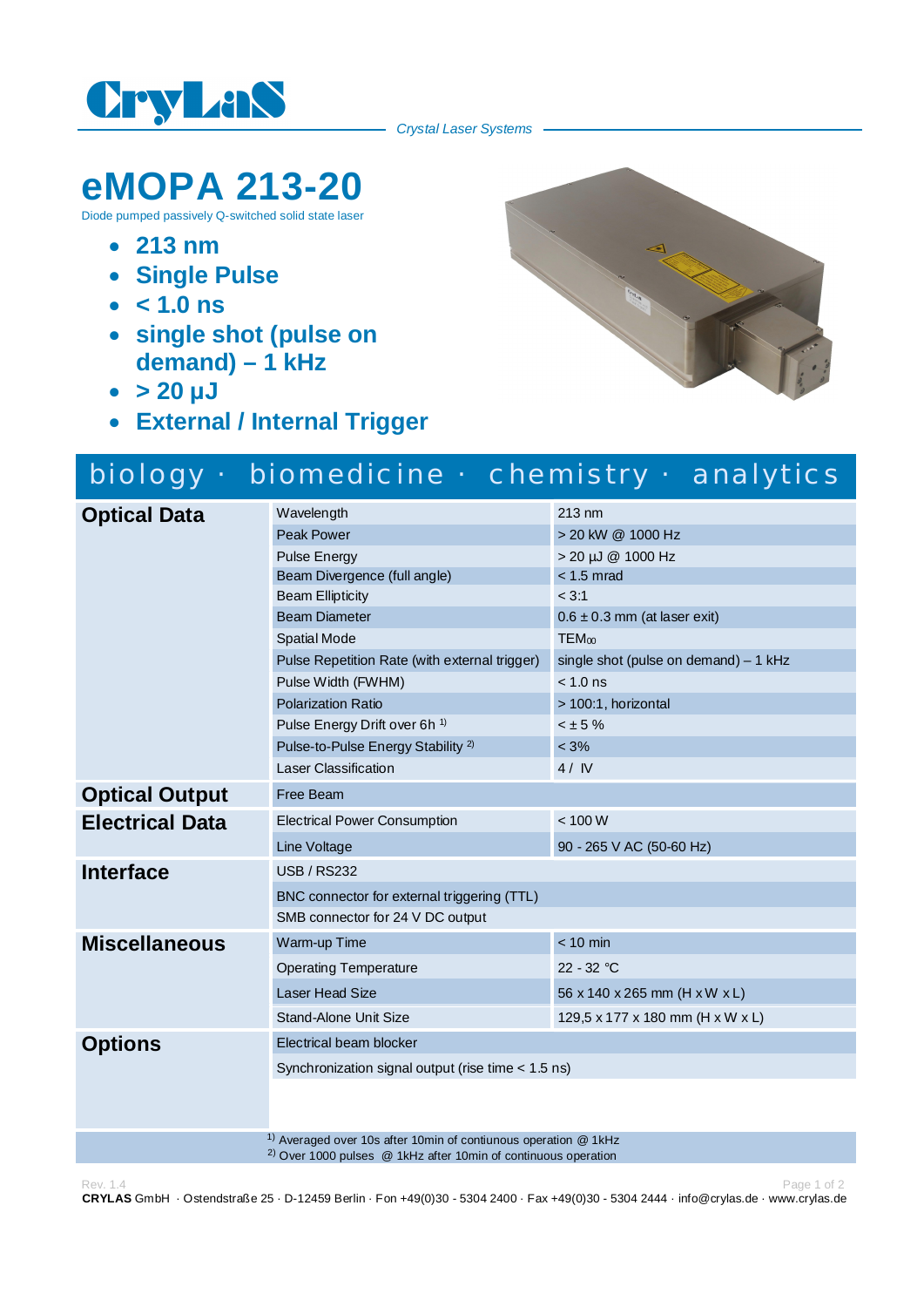CryLaS

*Crystal Laser Systems*

# eMOPA 213-20

Diode pumped passively Q-switched solid state laser

- **213 nm**
- **Single Pulse**
- **< 1.0 ns**
- **single shot (pulse on demand) – 1 kHz**
- **> 20 µJ**
- **External / Internal Trigger**

biology · biomedicine · chemistry · analytics

| | | |
|---|---|---|
| **Optical Data** | Wavelength | 213 nm |
| | Peak Power | > 20 kW @ 1000 Hz |
| | Pulse Energy | > 20 µJ @ 1000 Hz |
| | Beam Divergence (full angle) | < 1.5 mrad |
| | Beam Ellipticity | < 3:1 |
| | Beam Diameter | 0.6 ± 0.3 mm (at laser exit) |
| | Spatial Mode | $TEM_{00}$ |
| | Pulse Repetition Rate (with external trigger) | single shot (pulse on demand) – 1 kHz |
| | Pulse Width (FWHM) | < 1.0 ns |
| | Polarization Ratio | > 100:1, horizontal |
| | Pulse Energy Drift over 6h [1] | < ± 5 % |
| | Pulse-to-Pulse Energy Stability [2] | < 3% |
| | Laser Classification | 4 / IV |
| **Optical Output** | Free Beam | |
| **Electrical Data** | Electrical Power Consumption | < 100 W |
| | Line Voltage | 90 - 265 V AC (50-60 Hz) |
| **Interface** | USB / RS232 | |
| | BNC connector for external triggering (TTL) | |
| | SMB connector for 24 V DC output | |
| **Miscellaneous** | Warm-up Time | < 10 min |
| | Operating Temperature | 22 - 32 °C |
| | Laser Head Size | 56 x 140 x 265 mm (H x W x L) |
| | Stand-Alone Unit Size | 129,5 x 177 x 180 mm (H x W x L) |
| **Options** | Electrical beam blocker | |
| | Synchronization signal output (rise time < 1.5 ns) | |

[1] Averaged over 10s after 10min of contiunous operation @ 1kHz
[2] Over 1000 pulses @ 1kHz after 10min of continuous operation

Rev. 1.4

**CRYLAS** GmbH · Ostendstraße 25 · D-12459 Berlin · Fon +49(0)30 - 5304 2400 · Fax +49(0)30 - 5304 2444 · info@crylas.de · www.crylas.de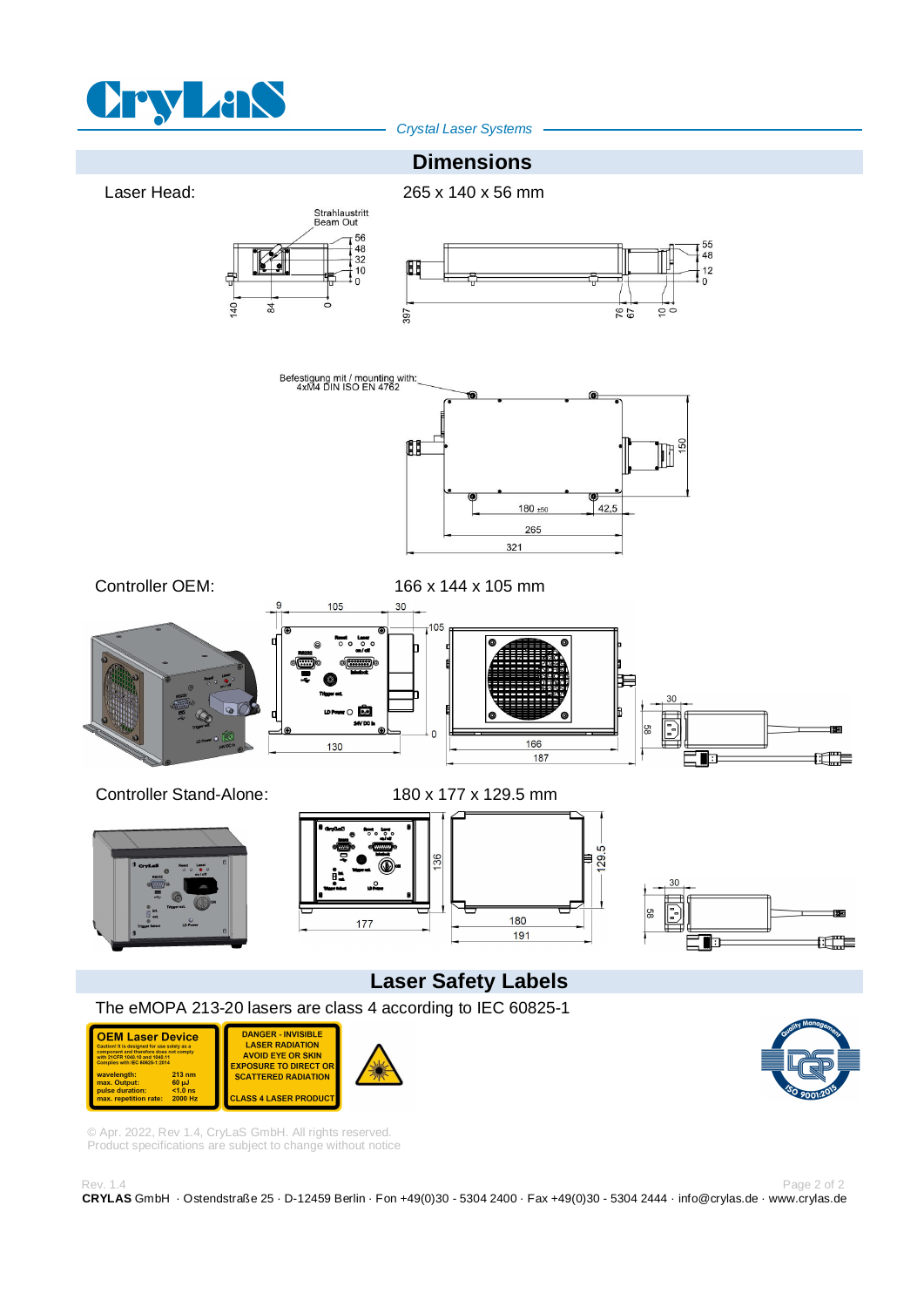## Dimensions

Laser Head: 265 x 140 x 56 mm

Strahlaustritt
Beam Out

56
48
32
10
0

140
84
0

397

55
48
12
0

76
67
10
0

Befestigung mit / mounting with:
4xM4 DIN ISO EN 4762

150
180 ±50
42,5
265
321

Controller OEM: 166 x 144 x 105 mm

9
105
30
105
0
130
166
187
30
58

Controller Stand-Alone: 180 x 177 x 129.5 mm

136
129.5
177
180
191
30
58

## Laser Safety Labels

The eMOPA 213-20 lasers are class 4 according to IEC 60825-1

**OEM Laser Device**
Caution! It is designed for use solely as a component and therefore does not comply with 21CFR 1040.10 and 1040.11
Complies with IEC 60825-1:2014

| | |
|---|---|
| wavelength: | 213 nm |
| max. Output: | 60 µJ |
| pulse duration: | <1.0 ns |
| max. repetition rate: | 2000 Hz |

DANGER - INVISIBLE LASER RADIATION
AVOID EYE OR SKIN EXPOSURE TO DIRECT OR SCATTERED RADIATION
CLASS 4 LASER PRODUCT

© Apr. 2022, Rev 1.4, CryLaS GmbH. All rights reserved.
Product specifications are subject to change without notice

Rev. 1.4

**CRYLAS** GmbH · Ostendstraße 25 · D-12459 Berlin · Fon +49(0)30 - 5304 2400 · Fax +49(0)30 - 5304 2444 · info@crylas.de · www.crylas.de